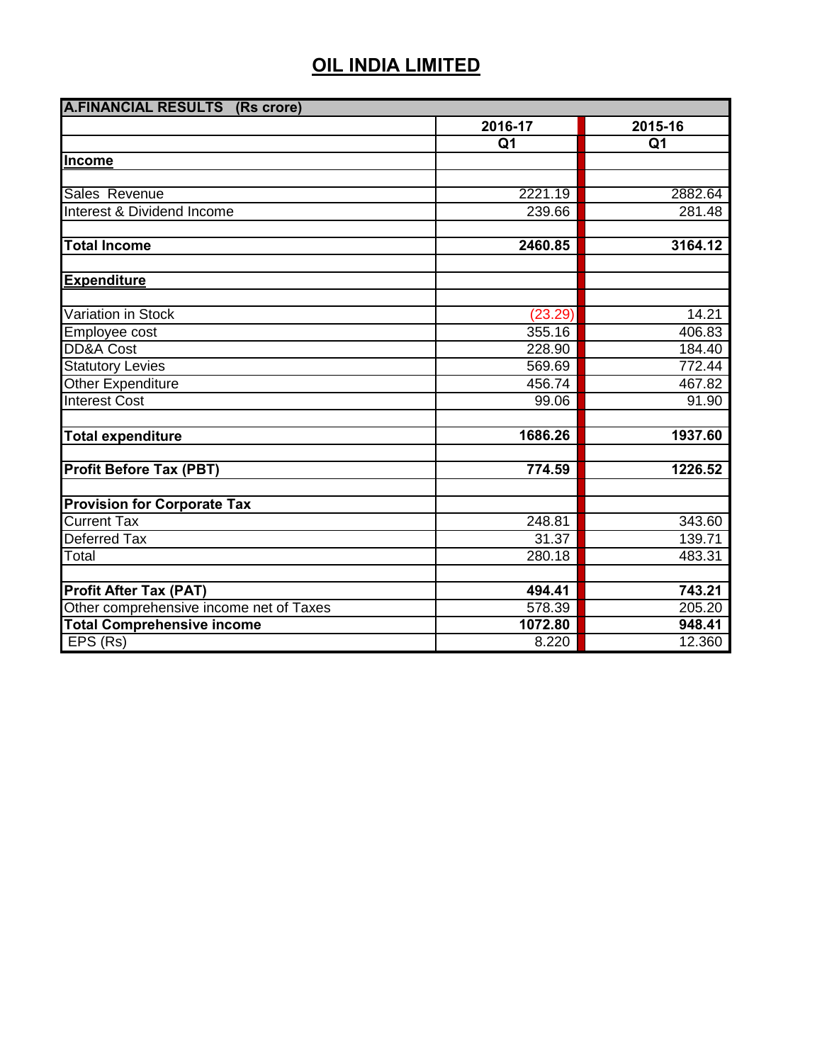# OIL INDIA LIMITED

| A.FINANCIAL RESULTS (Rs crore) | | |
|---|---|---|
| | 2016-17 | 2015-16 |
| | Q1 | Q1 |
| **Income** | | |
| | | |
| Sales Revenue | 2221.19 | 2882.64 |
| Interest & Dividend Income | 239.66 | 281.48 |
| | | |
| **Total Income** | **2460.85** | **3164.12** |
| | | |
| **Expenditure** | | |
| | | |
| Variation in Stock | (23.29) | 14.21 |
| Employee cost | 355.16 | 406.83 |
| DD&A Cost | 228.90 | 184.40 |
| Statutory Levies | 569.69 | 772.44 |
| Other Expenditure | 456.74 | 467.82 |
| Interest Cost | 99.06 | 91.90 |
| | | |
| **Total expenditure** | **1686.26** | **1937.60** |
| | | |
| **Profit Before Tax (PBT)** | **774.59** | **1226.52** |
| | | |
| **Provision for Corporate Tax** | | |
| Current Tax | 248.81 | 343.60 |
| Deferred Tax | 31.37 | 139.71 |
| Total | 280.18 | 483.31 |
| | | |
| **Profit After Tax (PAT)** | **494.41** | **743.21** |
| Other comprehensive income net of Taxes | 578.39 | 205.20 |
| **Total Comprehensive income** | **1072.80** | **948.41** |
| EPS (Rs) | 8.220 | 12.360 |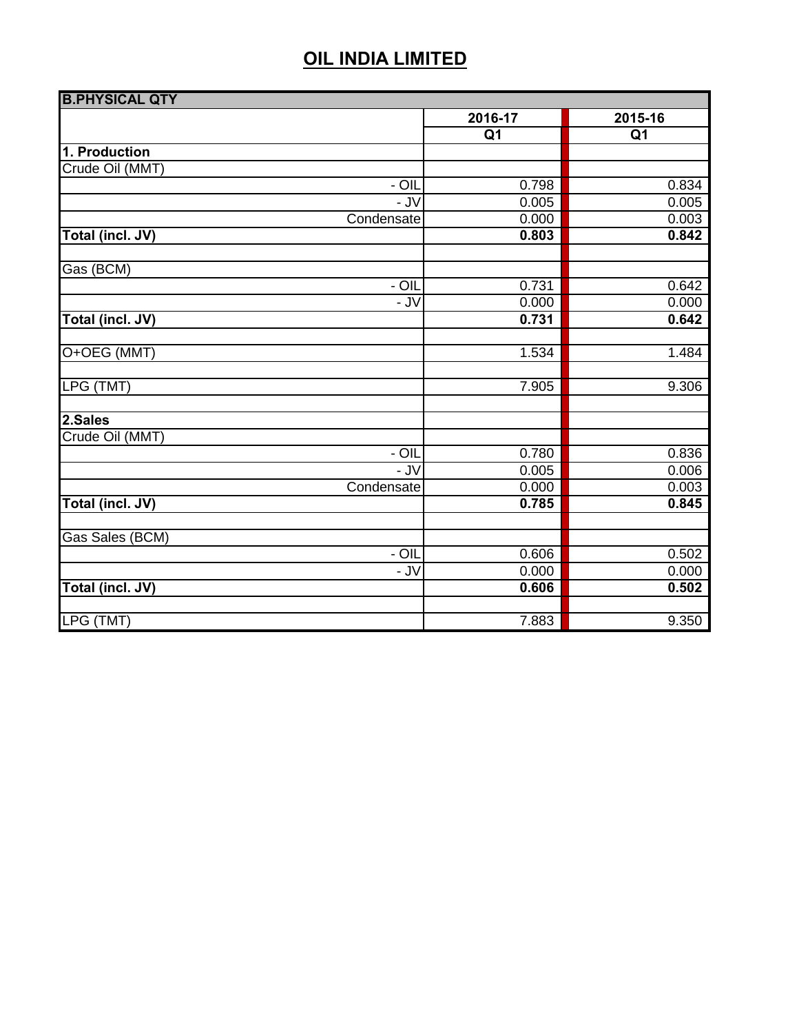# OIL INDIA LIMITED

| B.PHYSICAL QTY | | |
|---|---|---|
| | 2016-17 | 2015-16 |
| | Q1 | Q1 |
| **1. Production** | | |
| Crude Oil (MMT) | | |
| - OIL | 0.798 | 0.834 |
| - JV | 0.005 | 0.005 |
| Condensate | 0.000 | 0.003 |
| **Total (incl. JV)** | **0.803** | **0.842** |
| | | |
| Gas (BCM) | | |
| - OIL | 0.731 | 0.642 |
| - JV | 0.000 | 0.000 |
| **Total (incl. JV)** | **0.731** | **0.642** |
| | | |
| O+OEG (MMT) | 1.534 | 1.484 |
| | | |
| LPG (TMT) | 7.905 | 9.306 |
| | | |
| **2.Sales** | | |
| Crude Oil (MMT) | | |
| - OIL | 0.780 | 0.836 |
| - JV | 0.005 | 0.006 |
| Condensate | 0.000 | 0.003 |
| **Total (incl. JV)** | **0.785** | **0.845** |
| | | |
| Gas Sales (BCM) | | |
| - OIL | 0.606 | 0.502 |
| - JV | 0.000 | 0.000 |
| **Total (incl. JV)** | **0.606** | **0.502** |
| | | |
| LPG (TMT) | 7.883 | 9.350 |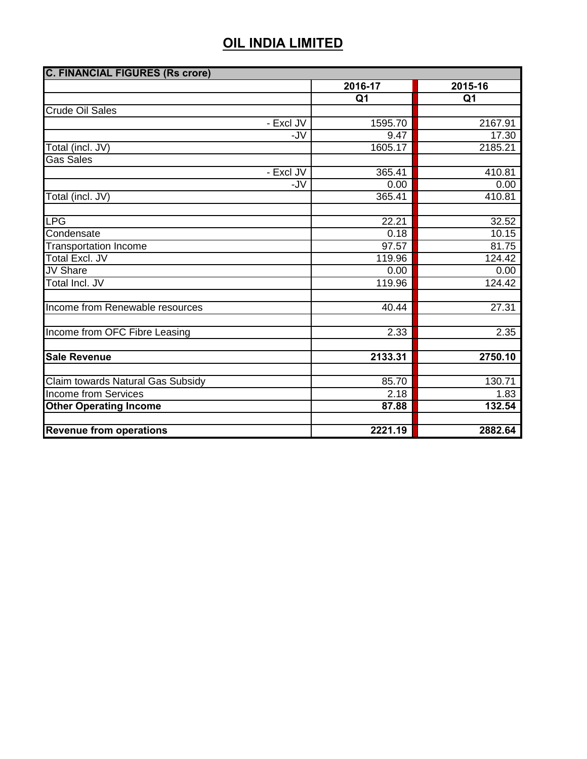# OIL INDIA LIMITED

| C. FINANCIAL FIGURES (Rs crore) | | |
|---|---|---|
| | 2016-17 | 2015-16 |
| | Q1 | Q1 |
| Crude Oil Sales | | |
| - Excl JV | 1595.70 | 2167.91 |
| -JV | 9.47 | 17.30 |
| Total (incl. JV) | 1605.17 | 2185.21 |
| Gas Sales | | |
| - Excl JV | 365.41 | 410.81 |
| -JV | 0.00 | 0.00 |
| Total (incl. JV) | 365.41 | 410.81 |
| | | |
| LPG | 22.21 | 32.52 |
| Condensate | 0.18 | 10.15 |
| Transportation Income | 97.57 | 81.75 |
| Total Excl. JV | 119.96 | 124.42 |
| JV Share | 0.00 | 0.00 |
| Total Incl. JV | 119.96 | 124.42 |
| | | |
| Income from Renewable resources | 40.44 | 27.31 |
| | | |
| Income from OFC Fibre Leasing | 2.33 | 2.35 |
| | | |
| **Sale Revenue** | **2133.31** | **2750.10** |
| | | |
| Claim towards Natural Gas Subsidy | 85.70 | 130.71 |
| Income from Services | 2.18 | 1.83 |
| **Other Operating Income** | **87.88** | **132.54** |
| | | |
| **Revenue from operations** | **2221.19** | **2882.64** |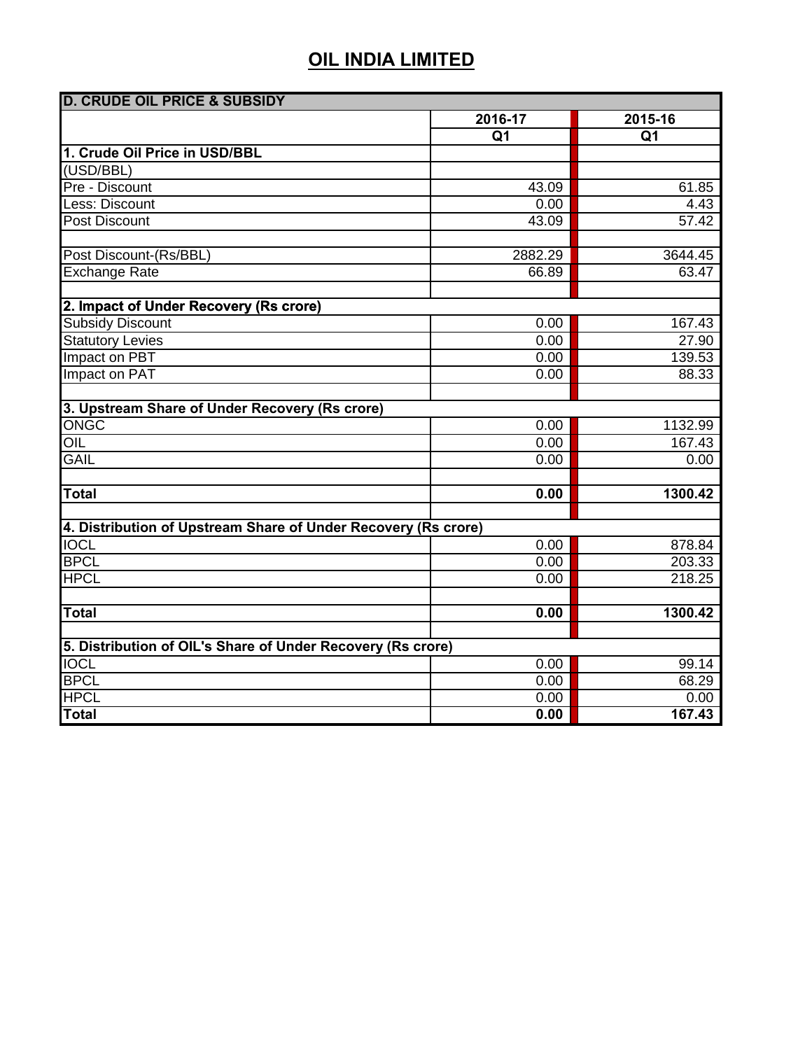# OIL INDIA LIMITED

| D. CRUDE OIL PRICE & SUBSIDY | | |
|---|---|---|
| | 2016-17 | 2015-16 |
| | Q1 | Q1 |
| **1. Crude Oil Price in USD/BBL** | | |
| (USD/BBL) | | |
| Pre - Discount | 43.09 | 61.85 |
| Less: Discount | 0.00 | 4.43 |
| Post Discount | 43.09 | 57.42 |
| | | |
| Post Discount-(Rs/BBL) | 2882.29 | 3644.45 |
| Exchange Rate | 66.89 | 63.47 |
| | | |
| **2. Impact of Under Recovery (Rs crore)** | | |
| Subsidy Discount | 0.00 | 167.43 |
| Statutory Levies | 0.00 | 27.90 |
| Impact on PBT | 0.00 | 139.53 |
| Impact on PAT | 0.00 | 88.33 |
| | | |
| **3. Upstream Share of Under Recovery (Rs crore)** | | |
| ONGC | 0.00 | 1132.99 |
| OIL | 0.00 | 167.43 |
| GAIL | 0.00 | 0.00 |
| | | |
| **Total** | **0.00** | **1300.42** |
| | | |
| **4. Distribution of Upstream Share of Under Recovery (Rs crore)** | | |
| IOCL | 0.00 | 878.84 |
| BPCL | 0.00 | 203.33 |
| HPCL | 0.00 | 218.25 |
| | | |
| **Total** | **0.00** | **1300.42** |
| | | |
| **5. Distribution of OIL's Share of Under Recovery (Rs crore)** | | |
| IOCL | 0.00 | 99.14 |
| BPCL | 0.00 | 68.29 |
| HPCL | 0.00 | 0.00 |
| **Total** | **0.00** | **167.43** |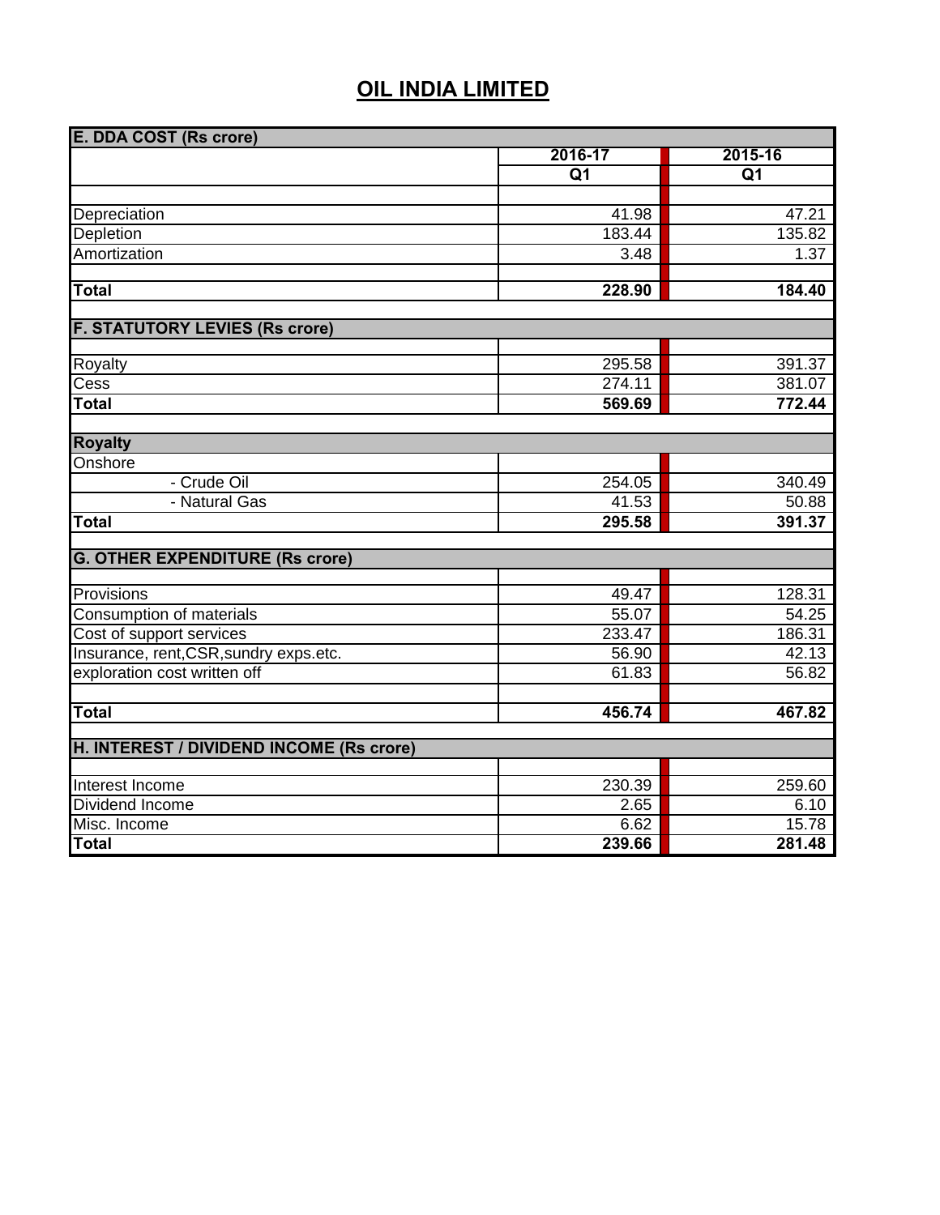# OIL INDIA LIMITED

| E. DDA COST (Rs crore) | 2016-17 | 2015-16 |
|---|---|---|
| | Q1 | Q1 |
| Depreciation | 41.98 | 47.21 |
| Depletion | 183.44 | 135.82 |
| Amortization | 3.48 | 1.37 |
| **Total** | **228.90** | **184.40** |
| **F. STATUTORY LEVIES (Rs crore)** | | |
| Royalty | 295.58 | 391.37 |
| Cess | 274.11 | 381.07 |
| **Total** | **569.69** | **772.44** |
| **Royalty** | | |
| Onshore | | |
| - Crude Oil | 254.05 | 340.49 |
| - Natural Gas | 41.53 | 50.88 |
| **Total** | **295.58** | **391.37** |
| **G. OTHER EXPENDITURE (Rs crore)** | | |
| Provisions | 49.47 | 128.31 |
| Consumption of materials | 55.07 | 54.25 |
| Cost of support services | 233.47 | 186.31 |
| Insurance, rent,CSR,sundry exps.etc. | 56.90 | 42.13 |
| exploration cost written off | 61.83 | 56.82 |
| **Total** | **456.74** | **467.82** |
| **H. INTEREST / DIVIDEND INCOME (Rs crore)** | | |
| Interest Income | 230.39 | 259.60 |
| Dividend Income | 2.65 | 6.10 |
| Misc. Income | 6.62 | 15.78 |
| **Total** | **239.66** | **281.48** |